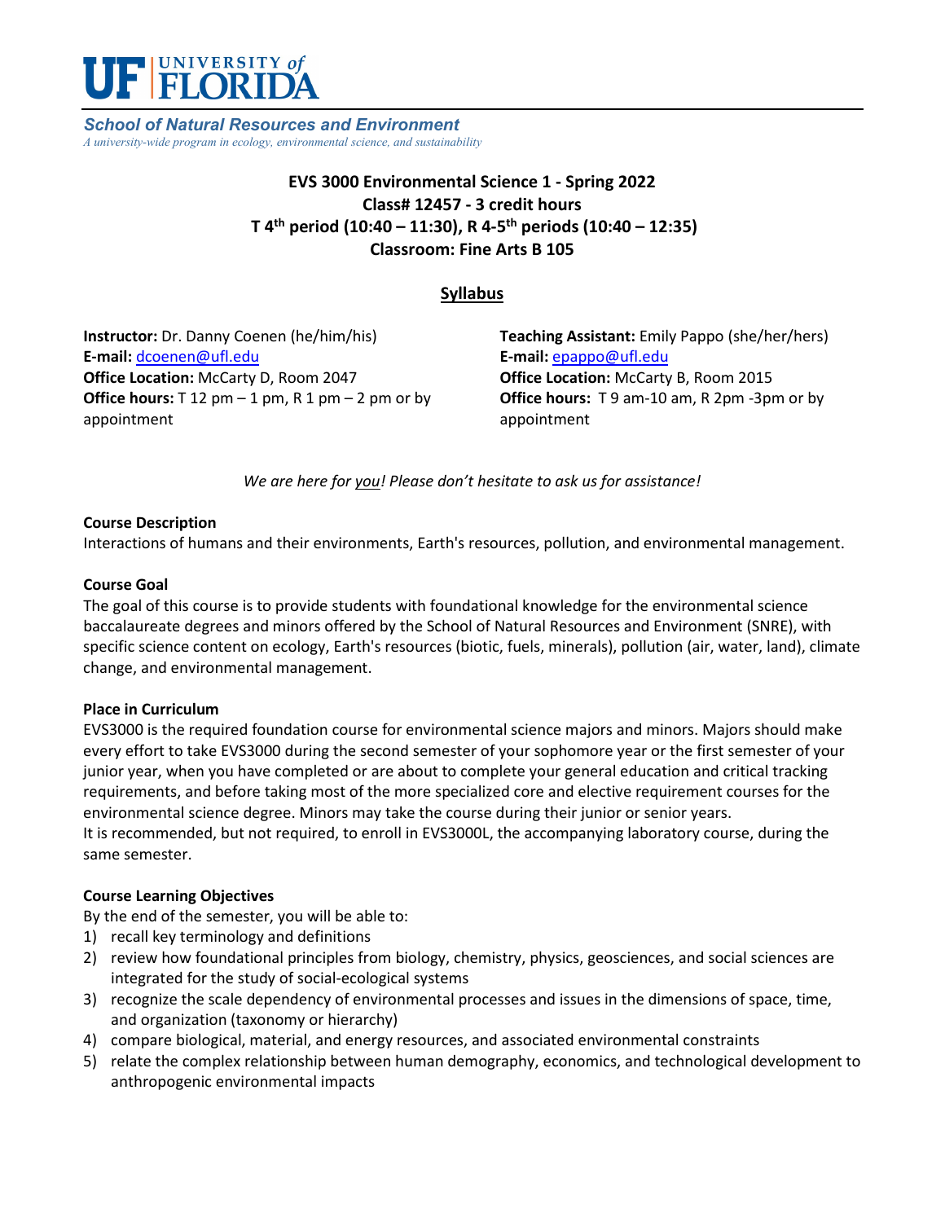# UF | UNIVERSITY of FLORIDA

***School of Natural Resources and Environment***
*A university-wide program in ecology, environmental science, and sustainability*

**EVS 3000 Environmental Science 1 - Spring 2022**
**Class# 12457 - 3 credit hours**
**T 4th period (10:40 – 11:30), R 4-5th periods (10:40 – 12:35)**
**Classroom: Fine Arts B 105**

## Syllabus

**Instructor:** Dr. Danny Coenen (he/him/his)
**E-mail:** dcoenen@ufl.edu
**Office Location:** McCarty D, Room 2047
**Office hours:** T 12 pm – 1 pm, R 1 pm – 2 pm or by appointment

**Teaching Assistant:** Emily Pappo (she/her/hers)
**E-mail:** epappo@ufl.edu
**Office Location:** McCarty B, Room 2015
**Office hours:** T 9 am-10 am, R 2pm -3pm or by appointment

*We are here for you! Please don't hesitate to ask us for assistance!*

**Course Description**
Interactions of humans and their environments, Earth's resources, pollution, and environmental management.

**Course Goal**
The goal of this course is to provide students with foundational knowledge for the environmental science baccalaureate degrees and minors offered by the School of Natural Resources and Environment (SNRE), with specific science content on ecology, Earth's resources (biotic, fuels, minerals), pollution (air, water, land), climate change, and environmental management.

**Place in Curriculum**
EVS3000 is the required foundation course for environmental science majors and minors. Majors should make every effort to take EVS3000 during the second semester of your sophomore year or the first semester of your junior year, when you have completed or are about to complete your general education and critical tracking requirements, and before taking most of the more specialized core and elective requirement courses for the environmental science degree. Minors may take the course during their junior or senior years.
It is recommended, but not required, to enroll in EVS3000L, the accompanying laboratory course, during the same semester.

**Course Learning Objectives**
By the end of the semester, you will be able to:

1) recall key terminology and definitions
2) review how foundational principles from biology, chemistry, physics, geosciences, and social sciences are integrated for the study of social-ecological systems
3) recognize the scale dependency of environmental processes and issues in the dimensions of space, time, and organization (taxonomy or hierarchy)
4) compare biological, material, and energy resources, and associated environmental constraints
5) relate the complex relationship between human demography, economics, and technological development to anthropogenic environmental impacts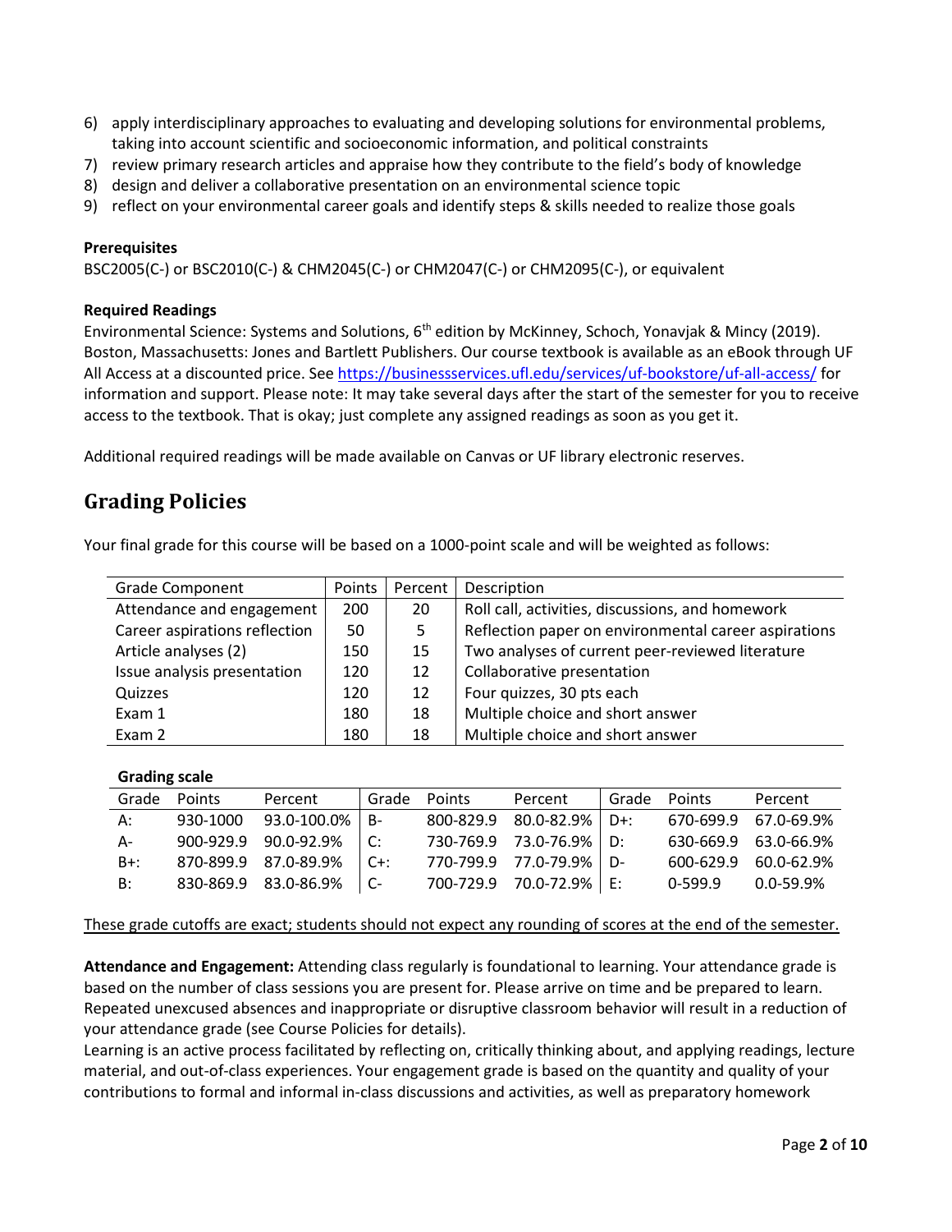6) apply interdisciplinary approaches to evaluating and developing solutions for environmental problems, taking into account scientific and socioeconomic information, and political constraints
7) review primary research articles and appraise how they contribute to the field's body of knowledge
8) design and deliver a collaborative presentation on an environmental science topic
9) reflect on your environmental career goals and identify steps & skills needed to realize those goals

**Prerequisites**
BSC2005(C-) or BSC2010(C-) & CHM2045(C-) or CHM2047(C-) or CHM2095(C-), or equivalent

**Required Readings**
Environmental Science: Systems and Solutions, 6th edition by McKinney, Schoch, Yonavjak & Mincy (2019). Boston, Massachusetts: Jones and Bartlett Publishers. Our course textbook is available as an eBook through UF All Access at a discounted price. See https://businessservices.ufl.edu/services/uf-bookstore/uf-all-access/ for information and support. Please note: It may take several days after the semester for you to receive access to the textbook. That is okay; just complete any assigned readings as soon as you get it.

Additional required readings will be made available on Canvas or UF library electronic reserves.

## Grading Policies

Your final grade for this course will be based on a 1000-point scale and will be weighted as follows:

| Grade Component | Points | Percent | Description |
|---|---|---|---|
| Attendance and engagement | 200 | 20 | Roll call, activities, discussions, and homework |
| Career aspirations reflection | 50 | 5 | Reflection paper on environmental career aspirations |
| Article analyses (2) | 150 | 15 | Two analyses of current peer-reviewed literature |
| Issue analysis presentation | 120 | 12 | Collaborative presentation |
| Quizzes | 120 | 12 | Four quizzes, 30 pts each |
| Exam 1 | 180 | 18 | Multiple choice and short answer |
| Exam 2 | 180 | 18 | Multiple choice and short answer |

**Grading scale**

| Grade | Points | Percent | Grade | Points | Percent | Grade | Points | Percent |
|---|---|---|---|---|---|---|---|---|
| A: | 930-1000 | 93.0-100.0% | B- | 800-829.9 | 80.0-82.9% | D+: | 670-699.9 | 67.0-69.9% |
| A- | 900-929.9 | 90.0-92.9% | C: | 730-769.9 | 73.0-76.9% | D: | 630-669.9 | 63.0-66.9% |
| B+: | 870-899.9 | 87.0-89.9% | C+: | 770-799.9 | 77.0-79.9% | D- | 600-629.9 | 60.0-62.9% |
| B: | 830-869.9 | 83.0-86.9% | C- | 700-729.9 | 70.0-72.9% | E: | 0-599.9 | 0.0-59.9% |

<u>These grade cutoffs are exact; students should not expect any rounding of scores at the end of the semester.</u>

**Attendance and Engagement:** Attending class regularly is foundational to learning. Your attendance grade is based on the number of class sessions you are present for. Please arrive on time and be prepared to learn. Repeated unexcused absences and inappropriate or disruptive classroom behavior will result in a reduction of your attendance grade (see Course Policies for details).
Learning is an active process facilitated by reflecting on, critically thinking about, and applying readings, lecture material, and out-of-class experiences. Your engagement grade is based on the quantity and quality of your contributions to formal and informal in-class discussions and activities, as well as preparatory homework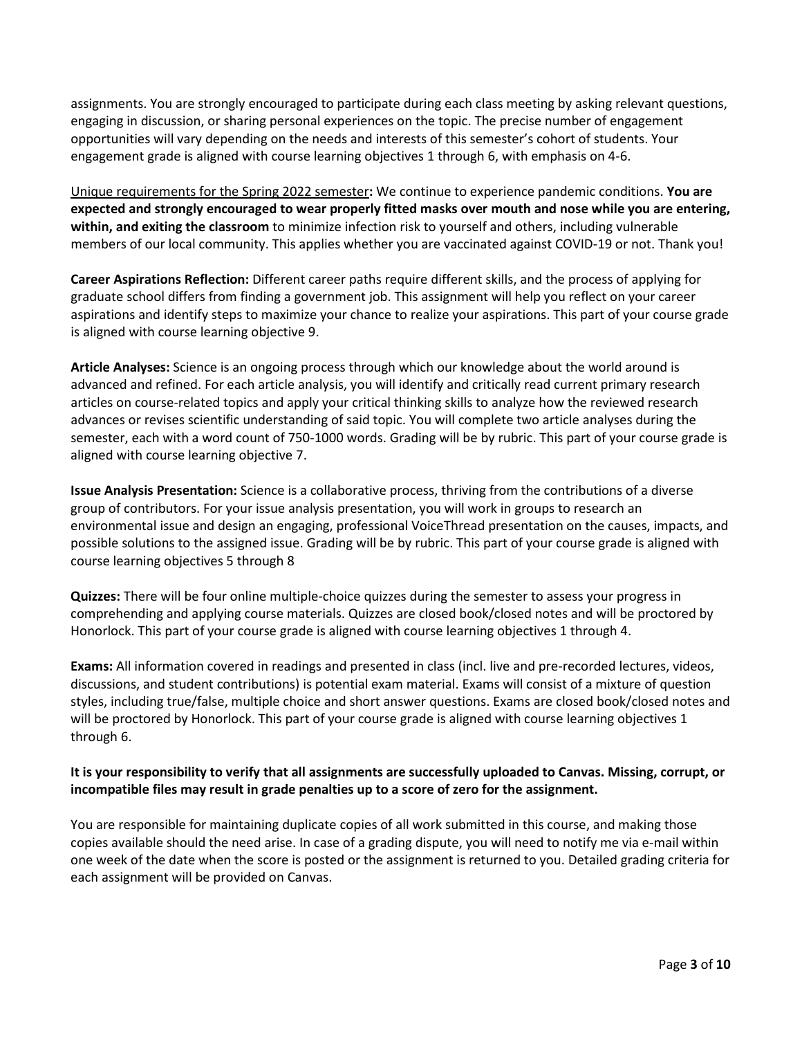assignments. You are strongly encouraged to participate during each class meeting by asking relevant questions, engaging in discussion, or sharing personal experiences on the topic. The precise number of engagement opportunities will vary depending on the needs and interests of this semester's cohort of students. Your engagement grade is aligned with course learning objectives 1 through 6, with emphasis on 4-6.

<u>Unique requirements for the Spring 2022 semester</u>**:** We continue to experience pandemic conditions. **You are expected and strongly encouraged to wear properly fitted masks over mouth and nose while you are entering, within, and exiting the classroom** to minimize infection risk to yourself and others, including vulnerable members of our local community. This applies whether you are vaccinated against COVID-19 or not. Thank you!

**Career Aspirations Reflection:** Different career paths require different skills, and the process of applying for graduate school differs from finding a government job. This assignment will help you reflect on your career aspirations and identify steps to maximize your chance to realize your aspirations. This part of your course grade is aligned with course learning objective 9.

**Article Analyses:** Science is an ongoing process through which our knowledge about the world around is advanced and refined. For each article analysis, you will identify and critically read current primary research articles on course-related topics and apply your critical thinking skills to analyze how the reviewed research advances or revises scientific understanding of said topic. You will complete two article analyses during the semester, each with a word count of 750-1000 words. Grading will be by rubric. This part of your course grade is aligned with course learning objective 7.

**Issue Analysis Presentation:** Science is a collaborative process, thriving from the contributions of a diverse group of contributors. For your issue analysis presentation, you will work in groups to research an environmental issue and design an engaging, professional VoiceThread presentation on the causes, impacts, and possible solutions to the assigned issue. Grading will be by rubric. This part of your course grade is aligned with course learning objectives 5 through 8

**Quizzes:** There will be four online multiple-choice quizzes during the semester to assess your progress in comprehending and applying course materials. Quizzes are closed book/closed notes and will be proctored by Honorlock. This part of your course grade is aligned with course learning objectives 1 through 4.

**Exams:** All information covered in readings and presented in class (incl. live and pre-recorded lectures, videos, discussions, and student contributions) is potential exam material. Exams will consist of a mixture of question styles, including true/false, multiple choice and short answer questions. Exams are closed book/closed notes and will be proctored by Honorlock. This part of your course grade is aligned with course learning objectives 1 through 6.

**It is your responsibility to verify that all assignments are successfully uploaded to Canvas. Missing, corrupt, or incompatible files may result in grade penalties up to a score of zero for the assignment.**

You are responsible for maintaining duplicate copies of all work submitted in this course, and making those copies available should the need arise. In case of a grading dispute, you will need to notify me via e-mail within one week of the date when the score is posted or the assignment is returned to you. Detailed grading criteria for each assignment will be provided on Canvas.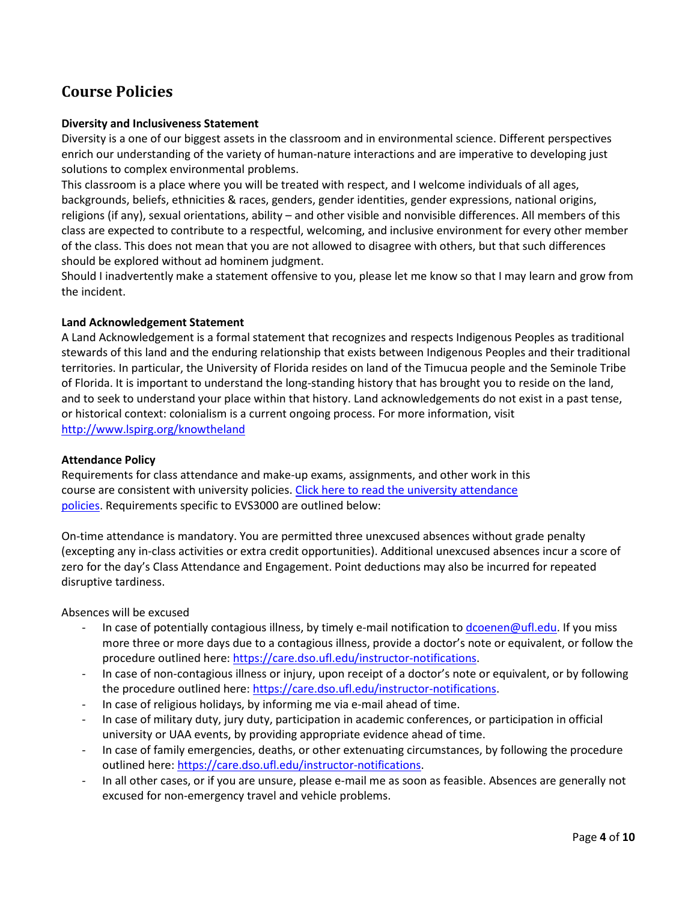# Course Policies

**Diversity and Inclusiveness Statement**

Diversity is a one of our biggest assets in the classroom and in environmental science. Different perspectives enrich our understanding of the variety of human-nature interactions and are imperative to developing just solutions to complex environmental problems.

This classroom is a place where you will be treated with respect, and I welcome individuals of all ages, backgrounds, beliefs, ethnicities & races, genders, gender identities, gender expressions, national origins, religions (if any), sexual orientations, ability – and other visible and nonvisible differences. All members of this class are expected to contribute to a respectful, welcoming, and inclusive environment for every other member of the class. This does not mean that you are not allowed to disagree with others, but that such differences should be explored without ad hominem judgment.

Should I inadvertently make a statement offensive to you, please let me know so that I may learn and grow from the incident.

**Land Acknowledgement Statement**

A Land Acknowledgement is a formal statement that recognizes and respects Indigenous Peoples as traditional stewards of this land and the enduring relationship that exists between Indigenous Peoples and their traditional territories. In particular, the University of Florida resides on land of the Timucua people and the Seminole Tribe of Florida. It is important to understand the long-standing history that has brought you to reside on the land, and to seek to understand your place within that history. Land acknowledgements do not exist in a past tense, or historical context: colonialism is a current ongoing process. For more information, visit [http://www.lspirg.org/knowtheland](http://www.lspirg.org/knowtheland)

**Attendance Policy**

Requirements for class attendance and make-up exams, assignments, and other work in this course are consistent with university policies. [Click here to read the university attendance policies](). Requirements specific to EVS3000 are outlined below:

On-time attendance is mandatory. You are permitted three unexcused absences without grade penalty (excepting any in-class activities or extra credit opportunities). Additional unexcused absences incur a score of zero for the day's Class Attendance and Engagement. Point deductions may also be incurred for repeated disruptive tardiness.

Absences will be excused

- In case of potentially contagious illness, by timely e-mail notification to [dcoenen@ufl.edu](mailto:dcoenen@ufl.edu). If you miss more three or more days due to a contagious illness, provide a doctor's note or equivalent, or follow the procedure outlined here: [https://care.dso.ufl.edu/instructor-notifications](https://care.dso.ufl.edu/instructor-notifications).
- In case of non-contagious illness or injury, upon receipt of a doctor's note or equivalent, or by following the procedure outlined here: [https://care.dso.ufl.edu/instructor-notifications](https://care.dso.ufl.edu/instructor-notifications).
- In case of religious holidays, by informing me via e-mail ahead of time.
- In case of military duty, jury duty, participation in academic conferences, or participation in official university or UAA events, by providing appropriate evidence ahead of time.
- In case of family emergencies, deaths, or other extenuating circumstances, by following the procedure outlined here: [https://care.dso.ufl.edu/instructor-notifications](https://care.dso.ufl.edu/instructor-notifications).
- In all other cases, or if you are unsure, please e-mail me as soon as feasible. Absences are generally not excused for non-emergency travel and vehicle problems.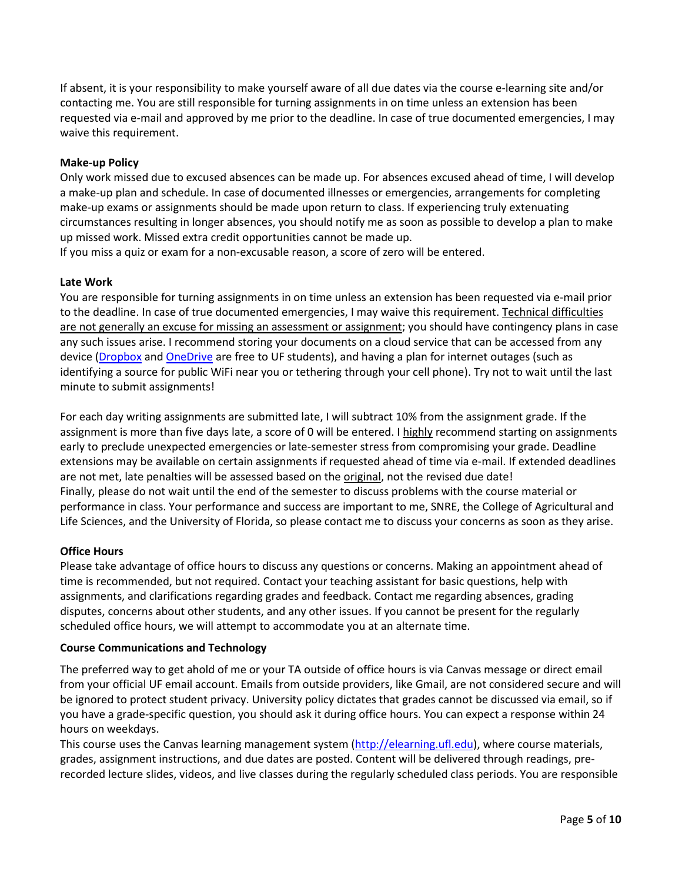If absent, it is your responsibility to make yourself aware of all due dates via the course e-learning site and/or contacting me. You are still responsible for turning assignments in on time unless an extension has been requested via e-mail and approved by me prior to the deadline. In case of true documented emergencies, I may waive this requirement.

**Make-up Policy**

Only work missed due to excused absences can be made up. For absences excused ahead of time, I will develop a make-up plan and schedule. In case of documented illnesses or emergencies, arrangements for completing make-up exams or assignments should be made upon return to class. If experiencing truly extenuating circumstances resulting in longer absences, you should notify me as soon as possible to develop a plan to make up missed work. Missed extra credit opportunities cannot be made up.

If you miss a quiz or exam for a non-excusable reason, a score of zero will be entered.

**Late Work**

You are responsible for turning assignments in on time unless an extension has been requested via e-mail prior to the deadline. In case of true documented emergencies, I may waive this requirement. Technical difficulties are not generally an excuse for missing an assessment or assignment; you should have contingency plans in case any such issues arise. I recommend storing your documents on a cloud service that can be accessed from any device ([Dropbox]() and [OneDrive]() are free to UF students), and having a plan for internet outages (such as identifying a source for public WiFi near you or tethering through your cell phone). Try not to wait until the last minute to submit assignments!

For each day writing assignments are submitted late, I will subtract 10% from the assignment grade. If the assignment is more than five days late, a score of 0 will be entered. I highly recommend starting on assignments early to preclude unexpected emergencies or late-semester stress from compromising your grade. Deadline extensions may be available on certain assignments if requested ahead of time via e-mail. If extended deadlines are not met, late penalties will be assessed based on the original, not the revised due date!

Finally, please do not wait until the end of the semester to discuss problems with the course material or performance in class. Your performance and success are important to me, SNRE, the College of Agricultural and Life Sciences, and the University of Florida, so please contact me to discuss your concerns as soon as they arise.

**Office Hours**

Please take advantage of office hours to discuss any questions or concerns. Making an appointment ahead of time is recommended, but not required. Contact your teaching assistant for basic questions, help with assignments, and clarifications regarding grades and feedback. Contact me regarding absences, grading disputes, concerns about other students, and any other issues. If you cannot be present for the regularly scheduled office hours, we will attempt to accommodate you at an alternate time.

**Course Communications and Technology**

The preferred way to get ahold of me or your TA outside of office hours is via Canvas message or direct email from your official UF email account. Emails from outside providers, like Gmail, are not considered secure and will be ignored to protect student privacy. University policy dictates that grades cannot be discussed via email, so if you have a grade-specific question, you should ask it during office hours. You can expect a response within 24 hours on weekdays.

This course uses the Canvas learning management system (http://elearning.ufl.edu), where course materials, grades, assignment instructions, and due dates are posted. Content will be delivered through readings, pre-recorded lecture slides, videos, and live classes during the regularly scheduled class periods. You are responsible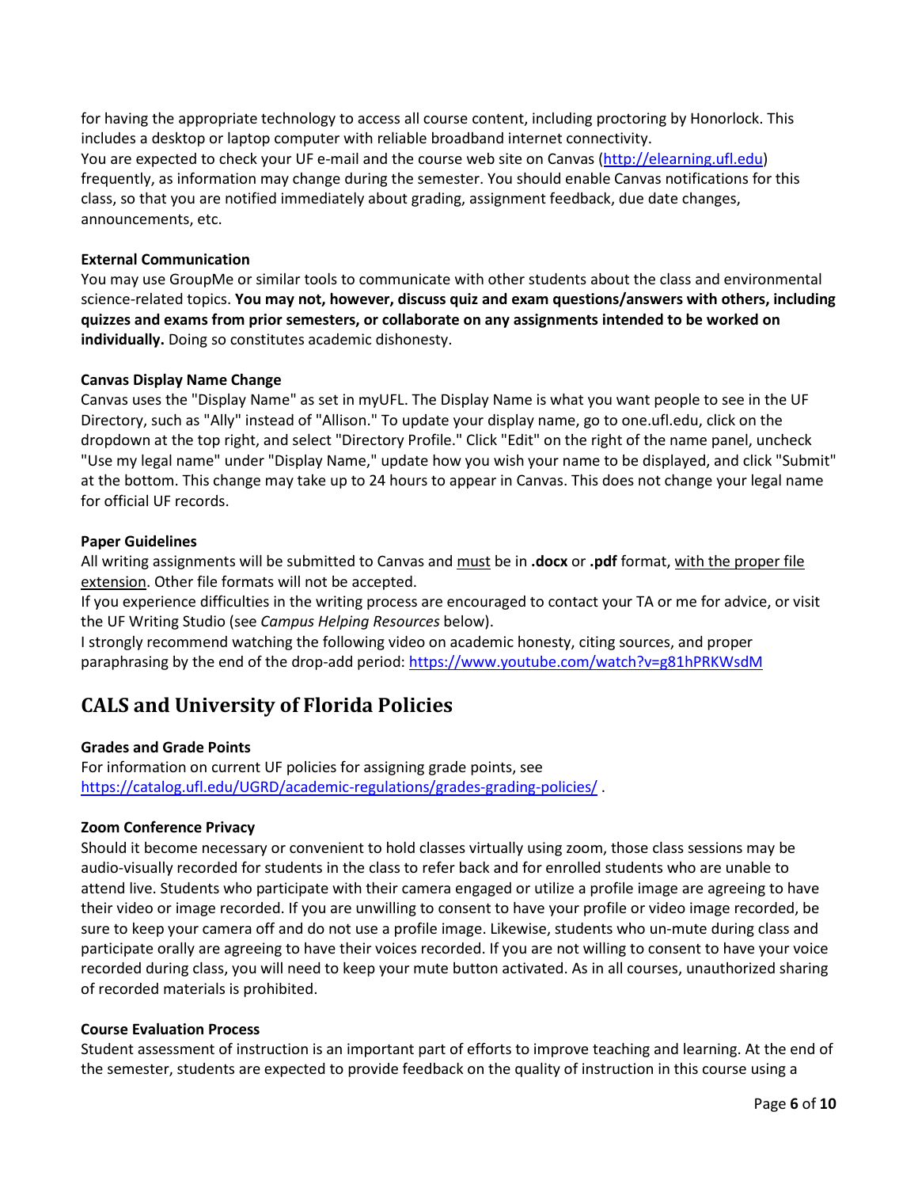for having the appropriate technology to access all course content, including proctoring by Honorlock. This includes a desktop or laptop computer with reliable broadband internet connectivity.
You are expected to check your UF e-mail and the course web site on Canvas ([http://elearning.ufl.edu](http://elearning.ufl.edu)) frequently, as information may change during the semester. You should enable Canvas notifications for this class, so that you are notified immediately about grading, assignment feedback, due date changes, announcements, etc.

**External Communication**

You may use GroupMe or similar tools to communicate with other students about the class and environmental science-related topics. **You may not, however, discuss quiz and exam questions/answers with others, including quizzes and exams from prior semesters, or collaborate on any assignments intended to be worked on individually.** Doing so constitutes academic dishonesty.

**Canvas Display Name Change**

Canvas uses the "Display Name" as set in myUFL. The Display Name is what you want people to see in the UF Directory, such as "Ally" instead of "Allison." To update your display name, go to one.ufl.edu, click on the dropdown at the top right, and select "Directory Profile." Click "Edit" on the right of the name panel, uncheck "Use my legal name" under "Display Name," update how you wish your name to be displayed, and click "Submit" at the bottom. This change may take up to 24 hours to appear in Canvas. This does not change your legal name for official UF records.

**Paper Guidelines**

All writing assignments will be submitted to Canvas and must be in **.docx** or **.pdf** format, with the proper file extension. Other file formats will not be accepted.
If you experience difficulties in the writing process are encouraged to contact your TA or me for advice, or visit the UF Writing Studio (see *Campus Helping Resources* below).
I strongly recommend watching the following video on academic honesty, citing sources, and proper paraphrasing by the end of the drop-add period: [https://www.youtube.com/watch?v=g81hPRKWsdM](https://www.youtube.com/watch?v=g81hPRKWsdM)

## CALS and University of Florida Policies

**Grades and Grade Points**

For information on current UF policies for assigning grade points, see [https://catalog.ufl.edu/UGRD/academic-regulations/grades-grading-policies/](https://catalog.ufl.edu/UGRD/academic-regulations/grades-grading-policies/) .

**Zoom Conference Privacy**

Should it become necessary or convenient to hold classes virtually using zoom, those class sessions may be audio-visually recorded for students in the class to refer back and for enrolled students who are unable to attend live. Students who participate with their camera engaged or utilize a profile image are agreeing to have their video or image recorded. If you are unwilling to consent to have your profile or video image recorded, be sure to keep your camera off and do not use a profile image. Likewise, students who un-mute during class and participate orally are agreeing to have their voices recorded. If you are not willing to consent to have your voice recorded during class, you will need to keep your mute button activated. As in all courses, unauthorized sharing of recorded materials is prohibited.

**Course Evaluation Process**

Student assessment of instruction is an important part of efforts to improve teaching and learning. At the end of the semester, students are expected to provide feedback on the quality of instruction in this course using a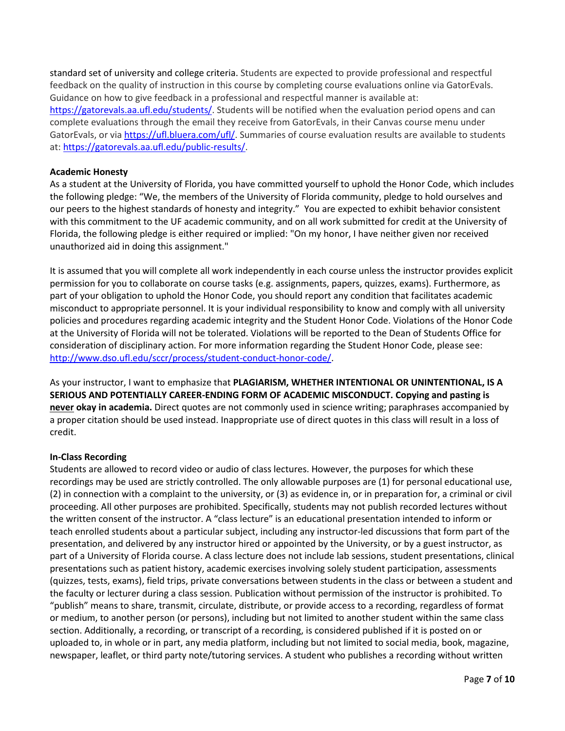standard set of university and college criteria. Students are expected to provide professional and respectful feedback on the quality of instruction in this course by completing course evaluations online via GatorEvals. Guidance on how to give feedback in a professional and respectful manner is available at: https://gatorevals.aa.ufl.edu/students/. Students will be notified when the evaluation period opens and can complete evaluations through the email they receive from GatorEvals, in their Canvas course menu under GatorEvals, or via https://ufl.bluera.com/ufl/. Summaries of course evaluation results are available to students at: https://gatorevals.aa.ufl.edu/public-results/.

**Academic Honesty**

As a student at the University of Florida, you have committed yourself to uphold the Honor Code, which includes the following pledge: "We, the members of the University of Florida community, pledge to hold ourselves and our peers to the highest standards of honesty and integrity." You are expected to exhibit behavior consistent with this commitment to the UF academic community, and on all work submitted for credit at the University of Florida, the following pledge is either required or implied: "On my honor, I have neither given nor received unauthorized aid in doing this assignment."

It is assumed that you will complete all work independently in each course unless the instructor provides explicit permission for you to collaborate on course tasks (e.g. assignments, papers, quizzes, exams). Furthermore, as part of your obligation to uphold the Honor Code, you should report any condition that facilitates academic misconduct to appropriate personnel. It is your individual responsibility to know and comply with all university policies and procedures regarding academic integrity and the Student Honor Code. Violations of the Honor Code at the University of Florida will not be tolerated. Violations will be reported to the Dean of Students Office for consideration of disciplinary action. For more information regarding the Student Honor Code, please see: http://www.dso.ufl.edu/sccr/process/student-conduct-honor-code/.

As your instructor, I want to emphasize that **PLAGIARISM, WHETHER INTENTIONAL OR UNINTENTIONAL, IS A SERIOUS AND POTENTIALLY CAREER-ENDING FORM OF ACADEMIC MISCONDUCT. Copying and pasting is <u>never</u> okay in academia.** Direct quotes are not commonly used in science writing; paraphrases accompanied by a proper citation should be used instead. Inappropriate use of direct quotes in this class will result in a loss of credit.

**In-Class Recording**

Students are allowed to record video or audio of class lectures. However, the purposes for which these recordings may be used are strictly controlled. The only allowable purposes are (1) for personal educational use, (2) in connection with a complaint to the university, or (3) as evidence in, or in preparation for, a criminal or civil proceeding. All other purposes are prohibited. Specifically, students may not publish recorded lectures without the written consent of the instructor. A "class lecture" is an educational presentation intended to inform or teach enrolled students about a particular subject, including any instructor-led discussions that form part of the presentation, and delivered by any instructor hired or appointed by the University, or by a guest instructor, as part of a University of Florida course. A class lecture does not include lab sessions, student presentations, clinical presentations such as patient history, academic exercises involving solely student participation, assessments (quizzes, tests, exams), field trips, private conversations between students in the class or between a student and the faculty or lecturer during a class session. Publication without permission of the instructor is prohibited. To "publish" means to share, transmit, circulate, distribute, or provide access to a recording, regardless of format or medium, to another person (or persons), including but not limited to another student within the same class section. Additionally, a recording, or transcript of a recording, is considered published if it is posted on or uploaded to, in whole or in part, any media platform, including but not limited to social media, book, magazine, newspaper, leaflet, or third party note/tutoring services. A student who publishes a recording without written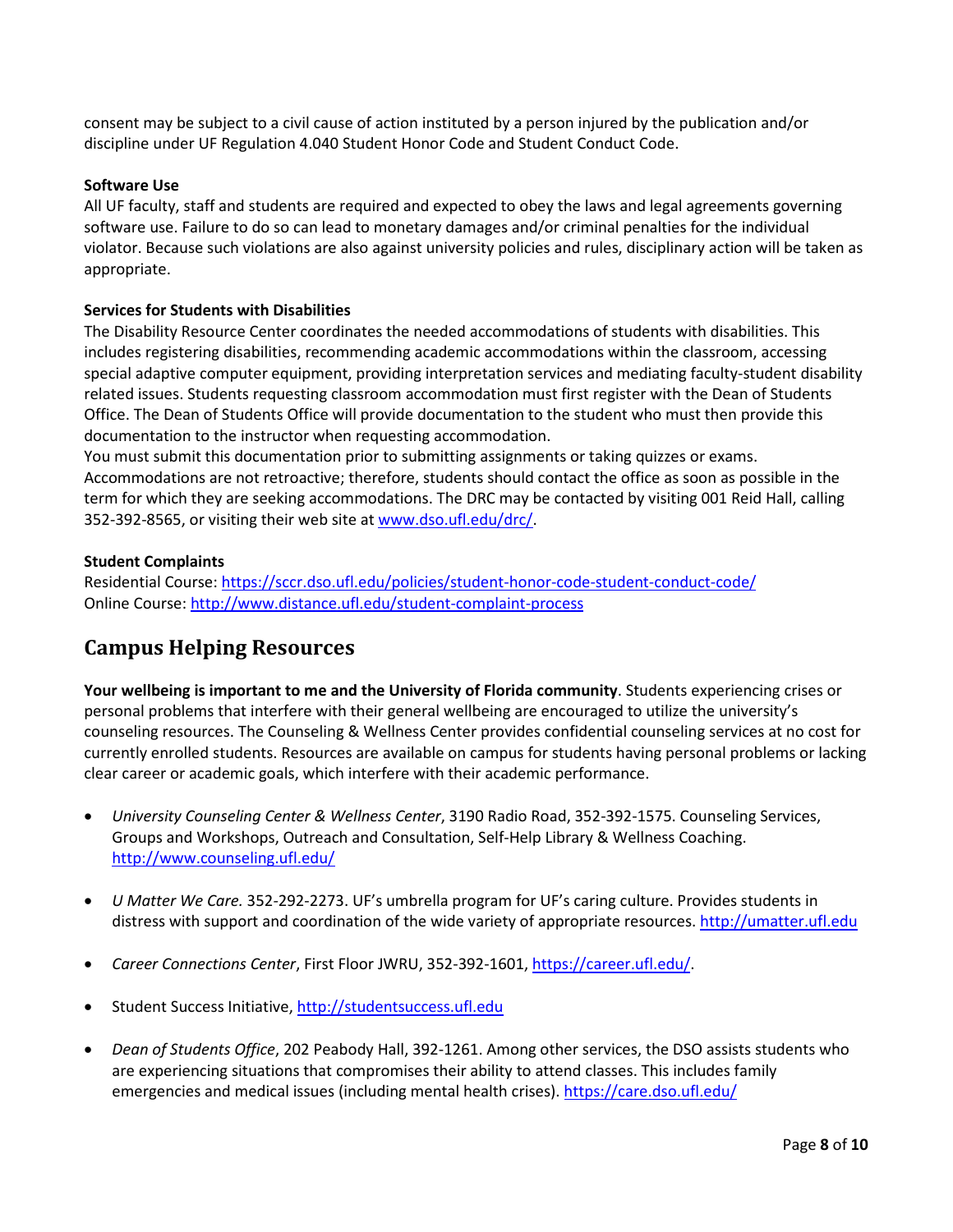consent may be subject to a civil cause of action instituted by a person injured by the publication and/or discipline under UF Regulation 4.040 Student Honor Code and Student Conduct Code.

**Software Use**

All UF faculty, staff and students are required and expected to obey the laws and legal agreements governing software use. Failure to do so can lead to monetary damages and/or criminal penalties for the individual violator. Because such violations are also against university policies and rules, disciplinary action will be taken as appropriate.

**Services for Students with Disabilities**

The Disability Resource Center coordinates the needed accommodations of students with disabilities. This includes registering disabilities, recommending academic accommodations within the classroom, accessing special adaptive computer equipment, providing interpretation services and mediating faculty-student disability related issues. Students requesting classroom accommodation must first register with the Dean of Students Office. The Dean of Students Office will provide documentation to the student who must then provide this documentation to the instructor when requesting accommodation.

You must submit this documentation prior to submitting assignments or taking quizzes or exams. Accommodations are not retroactive; therefore, students should contact the office as soon as possible in the term for which they are seeking accommodations. The DRC may be contacted by visiting 001 Reid Hall, calling 352-392-8565, or visiting their web site at [www.dso.ufl.edu/drc/](www.dso.ufl.edu/drc/).

**Student Complaints**

Residential Course: [https://sccr.dso.ufl.edu/policies/student-honor-code-student-conduct-code/](https://sccr.dso.ufl.edu/policies/student-honor-code-student-conduct-code/)
Online Course: [http://www.distance.ufl.edu/student-complaint-process](http://www.distance.ufl.edu/student-complaint-process)

## Campus Helping Resources

**Your wellbeing is important to me and the University of Florida community**. Students experiencing crises or personal problems that interfere with their general wellbeing are encouraged to utilize the university's counseling resources. The Counseling & Wellness Center provides confidential counseling services at no cost for currently enrolled students. Resources are available on campus for students having personal problems or lacking clear career or academic goals, which interfere with their academic performance.

- *University Counseling Center & Wellness Center*, 3190 Radio Road, 352-392-1575. Counseling Services, Groups and Workshops, Outreach and Consultation, Self-Help Library & Wellness Coaching. [http://www.counseling.ufl.edu/](http://www.counseling.ufl.edu/)

- *U Matter We Care.* 352-292-2273. UF's umbrella program for UF's caring culture. Provides students in distress with support and coordination of the wide variety of appropriate resources. [http://umatter.ufl.edu](http://umatter.ufl.edu)

- *Career Connections Center*, First Floor JWRU, 352-392-1601, [https://career.ufl.edu/](https://career.ufl.edu/).

- Student Success Initiative, [http://studentsuccess.ufl.edu](http://studentsuccess.ufl.edu)

- *Dean of Students Office*, 202 Peabody Hall, 392-1261. Among other services, the DSO assists students who are experiencing situations that compromises their ability to attend classes. This includes family emergencies and medical issues (including mental health crises). [https://care.dso.ufl.edu/](https://care.dso.ufl.edu/)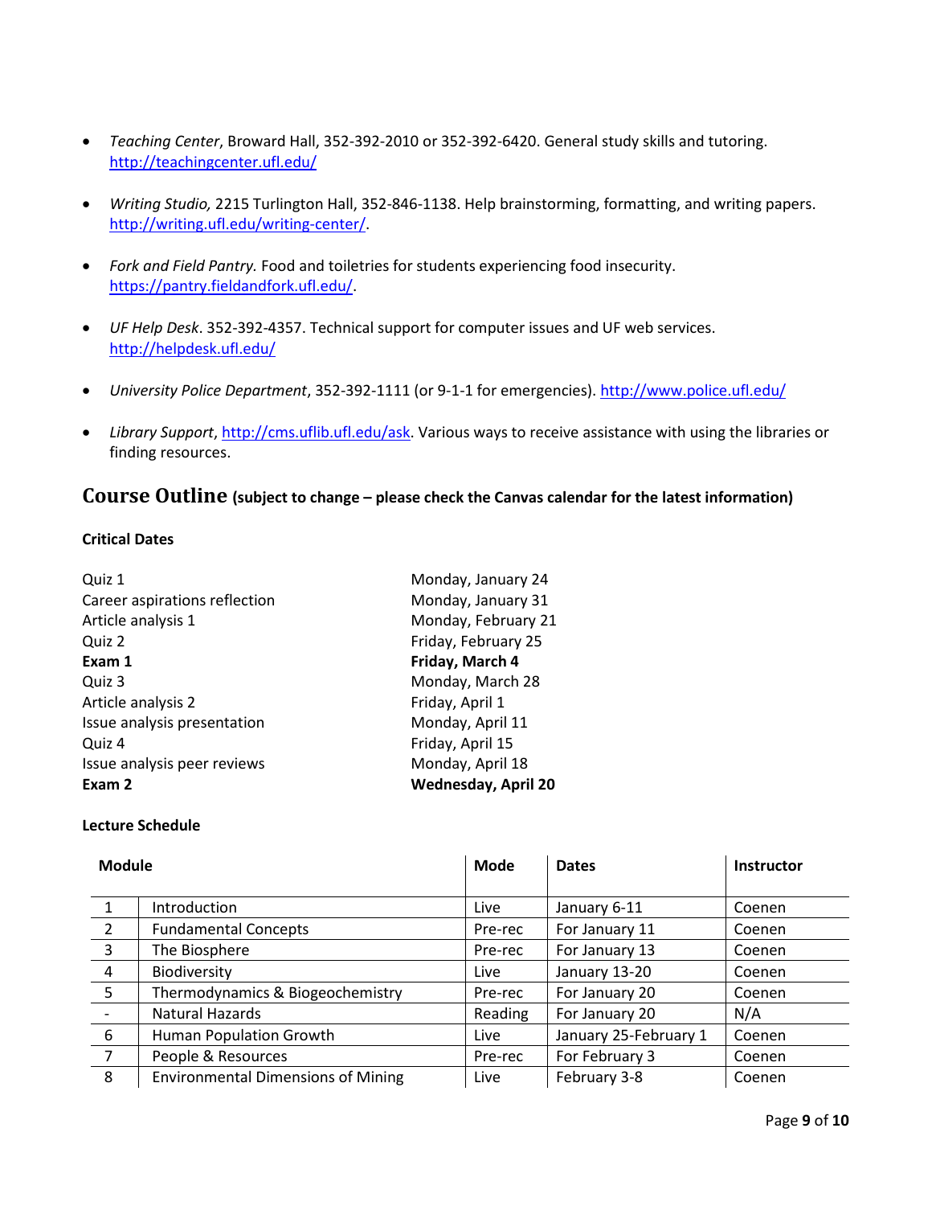- *Teaching Center*, Broward Hall, 352-392-2010 or 352-392-6420. General study skills and tutoring. http://teachingcenter.ufl.edu/

- *Writing Studio,* 2215 Turlington Hall, 352-846-1138. Help brainstorming, formatting, and writing papers. http://writing.ufl.edu/writing-center/.

- *Fork and Field Pantry.* Food and toiletries for students experiencing food insecurity. https://pantry.fieldandfork.ufl.edu/.

- *UF Help Desk*. 352-392-4357. Technical support for computer issues and UF web services. http://helpdesk.ufl.edu/

- *University Police Department*, 352-392-1111 (or 9-1-1 for emergencies). http://www.police.ufl.edu/

- *Library Support*, http://cms.uflib.ufl.edu/ask. Various ways to receive assistance with using the libraries or finding resources.

## Course Outline **(subject to change – please check the Canvas calendar for the latest information)**

**Critical Dates**

| | |
|---|---|
| Quiz 1 | Monday, January 24 |
| Career aspirations reflection | Monday, January 31 |
| Article analysis 1 | Monday, February 21 |
| Quiz 2 | Friday, February 25 |
| **Exam 1** | **Friday, March 4** |
| Quiz 3 | Monday, March 28 |
| Article analysis 2 | Friday, April 1 |
| Issue analysis presentation | Monday, April 11 |
| Quiz 4 | Friday, April 15 |
| Issue analysis peer reviews | Monday, April 18 |
| **Exam 2** | **Wednesday, April 20** |

**Lecture Schedule**

| Module | | Mode | Dates | Instructor |
|---|---|---|---|---|
| 1 | Introduction | Live | January 6-11 | Coenen |
| 2 | Fundamental Concepts | Pre-rec | For January 11 | Coenen |
| 3 | The Biosphere | Pre-rec | For January 13 | Coenen |
| 4 | Biodiversity | Live | January 13-20 | Coenen |
| 5 | Thermodynamics & Biogeochemistry | Pre-rec | For January 20 | Coenen |
| - | Natural Hazards | Reading | For January 20 | N/A |
| 6 | Human Population Growth | Live | January 25-February 1 | Coenen |
| 7 | People & Resources | Pre-rec | For February 3 | Coenen |
| 8 | Environmental Dimensions of Mining | Live | February 3-8 | Coenen |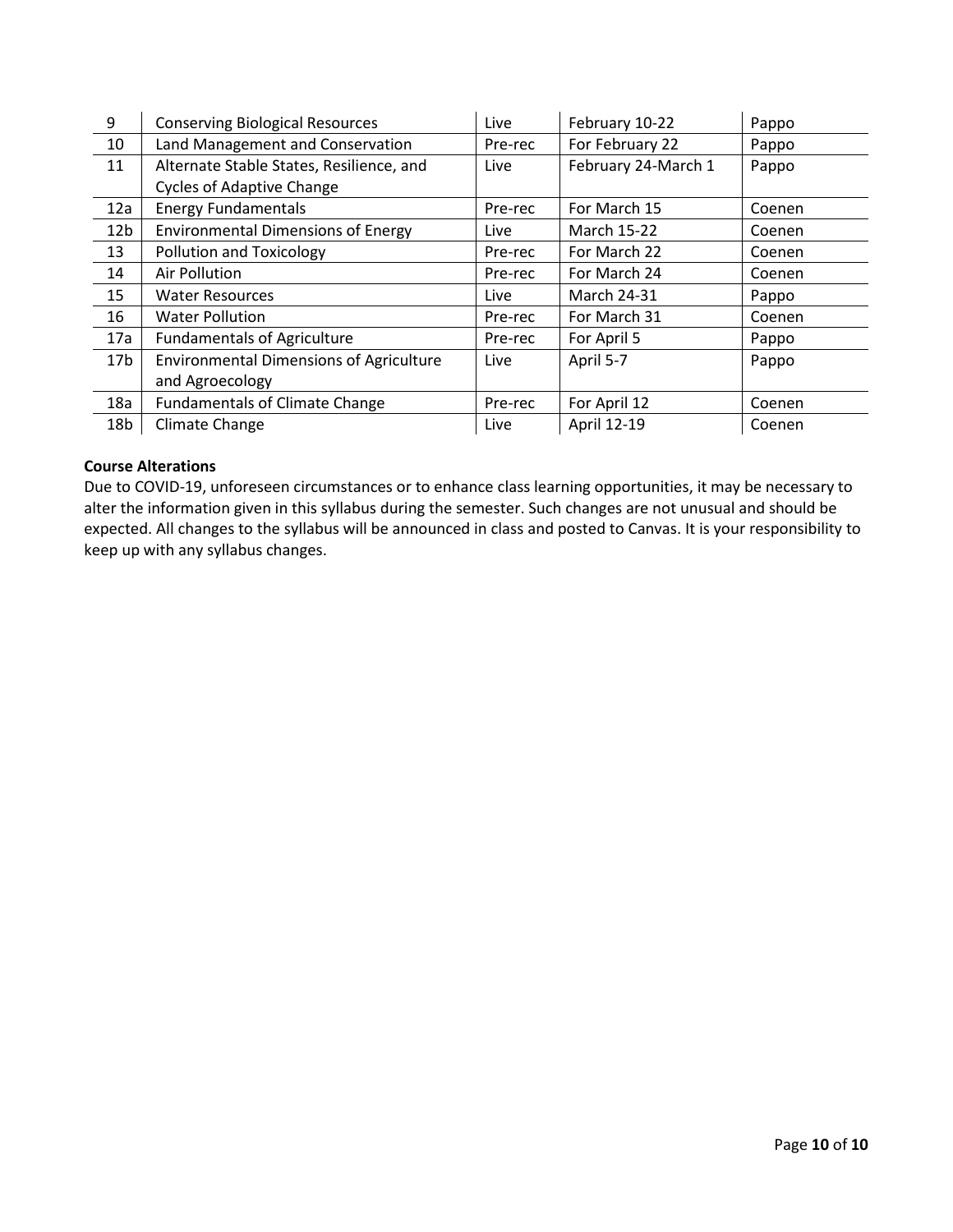| | | | | |
|---|---|---|---|---|
| 9 | Conserving Biological Resources | Live | February 10-22 | Pappo |
| 10 | Land Management and Conservation | Pre-rec | For February 22 | Pappo |
| 11 | Alternate Stable States, Resilience, and Cycles of Adaptive Change | Live | February 24-March 1 | Pappo |
| 12a | Energy Fundamentals | Pre-rec | For March 15 | Coenen |
| 12b | Environmental Dimensions of Energy | Live | March 15-22 | Coenen |
| 13 | Pollution and Toxicology | Pre-rec | For March 22 | Coenen |
| 14 | Air Pollution | Pre-rec | For March 24 | Coenen |
| 15 | Water Resources | Live | March 24-31 | Pappo |
| 16 | Water Pollution | Pre-rec | For March 31 | Coenen |
| 17a | Fundamentals of Agriculture | Pre-rec | For April 5 | Pappo |
| 17b | Environmental Dimensions of Agriculture and Agroecology | Live | April 5-7 | Pappo |
| 18a | Fundamentals of Climate Change | Pre-rec | For April 12 | Coenen |
| 18b | Climate Change | Live | April 12-19 | Coenen |

**Course Alterations**

Due to COVID-19, unforeseen circumstances or to enhance class learning opportunities, it may be necessary to alter the information given in this syllabus during the semester. Such changes are not unusual and should be expected. All changes to the syllabus will be announced in class and posted to Canvas. It is your responsibility to keep up with any syllabus changes.